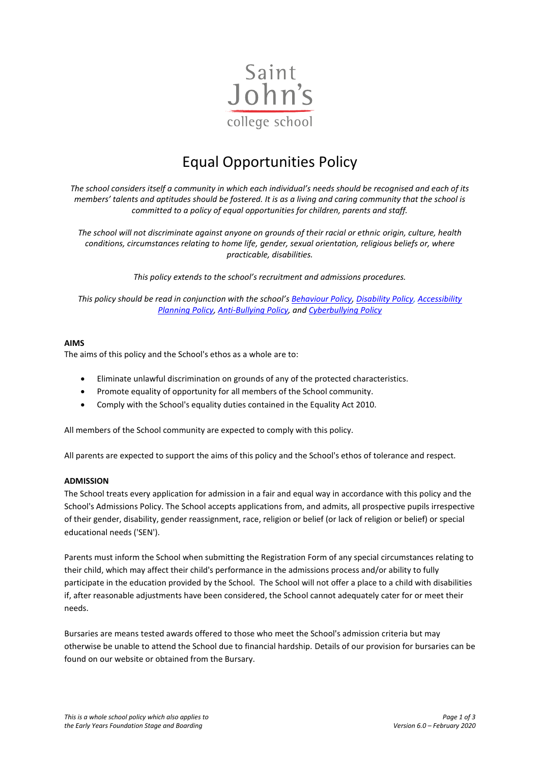Saint John's college school

# Equal Opportunities Policy

*The school considers itself a community in which each individual's needs should be recognised and each of its members' talents and aptitudes should be fostered. It is as a living and caring community that the school is committed to a policy of equal opportunities for children, parents and staff.*

*The school will not discriminate against anyone on grounds of their racial or ethnic origin, culture, health conditions, circumstances relating to home life, gender, sexual orientation, religious beliefs or, where practicable, disabilities.*

*This policy extends to the school's recruitment and admissions procedures.*

*This policy should be read in conjunction with the school's Behaviour Policy, Disability Policy, Accessibility Planning Policy, Anti-Bullying Policy, and Cyberbullying Policy*

**AIMS**

The aims of this policy and the School's ethos as a whole are to:

- Eliminate unlawful discrimination on grounds of any of the protected characteristics.
- Promote equality of opportunity for all members of the School community.
- Comply with the School's equality duties contained in the Equality Act 2010.

All members of the School community are expected to comply with this policy.

All parents are expected to support the aims of this policy and the School's ethos of tolerance and respect.

**ADMISSION**

The School treats every application for admission in a fair and equal way in accordance with this policy and the School's Admissions Policy. The School accepts applications from, and admits, all prospective pupils irrespective of their gender, disability, gender reassignment, race, religion or belief (or lack of religion or belief) or special educational needs ('SEN').

Parents must inform the School when submitting the Registration Form of any special circumstances relating to their child, which may affect their child's performance in the admissions process and/or ability to fully participate in the education provided by the School. The School will not offer a place to a child with disabilities if, after reasonable adjustments have been considered, the School cannot adequately cater for or meet their needs.

Bursaries are means tested awards offered to those who meet the School's admission criteria but may otherwise be unable to attend the School due to financial hardship. Details of our provision for bursaries can be found on our website or obtained from the Bursary.

*This is a whole school policy which also applies to the Early Years Foundation Stage and Boarding*

*Version 6.0 – February 2020*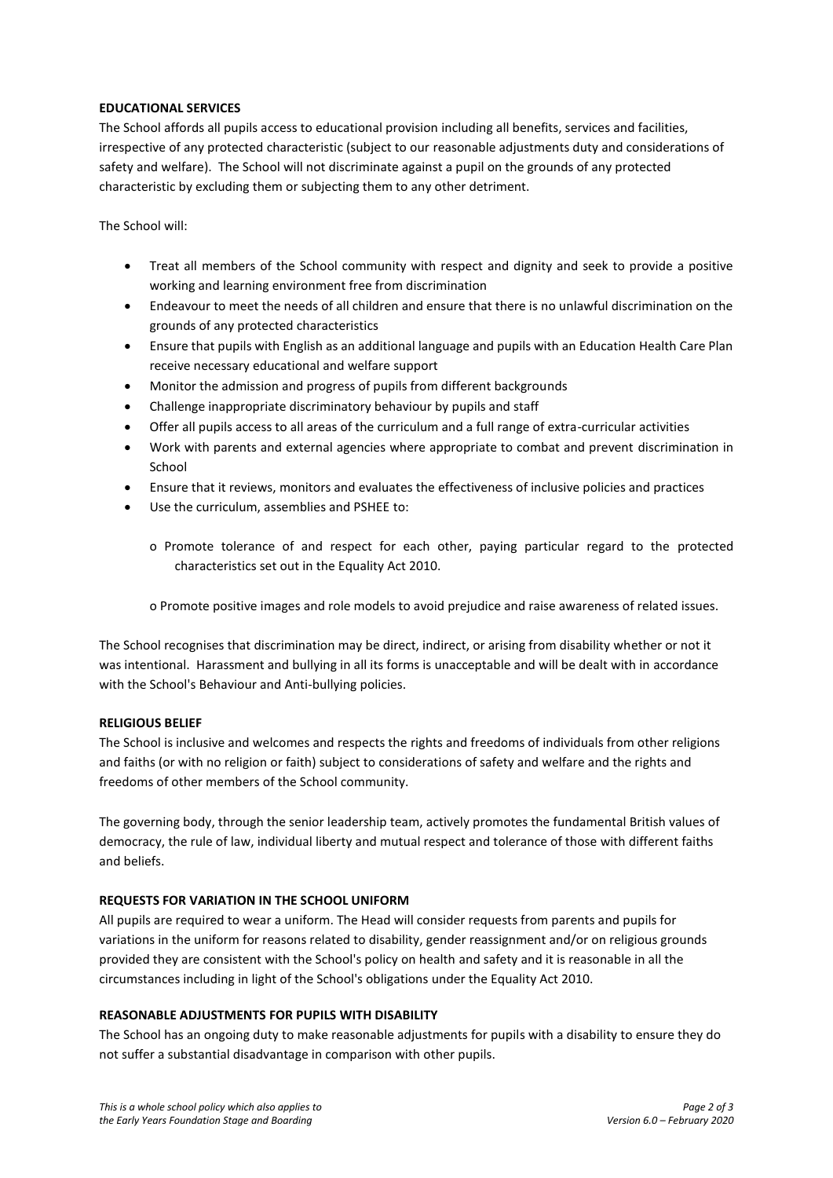**EDUCATIONAL SERVICES**

The School affords all pupils access to educational provision including all benefits, services and facilities, irrespective of any protected characteristic (subject to our reasonable adjustments duty and considerations of safety and welfare). The School will not discriminate against a pupil on the grounds of any protected characteristic by excluding them or subjecting them to any other detriment.

The School will:

- Treat all members of the School community with respect and dignity and seek to provide a positive working and learning environment free from discrimination
- Endeavour to meet the needs of all children and ensure that there is no unlawful discrimination on the grounds of any protected characteristics
- Ensure that pupils with English as an additional language and pupils with an Education Health Care Plan receive necessary educational and welfare support
- Monitor the admission and progress of pupils from different backgrounds
- Challenge inappropriate discriminatory behaviour by pupils and staff
- Offer all pupils access to all areas of the curriculum and a full range of extra-curricular activities
- Work with parents and external agencies where appropriate to combat and prevent discrimination in School
- Ensure that it reviews, monitors and evaluates the effectiveness of inclusive policies and practices
- Use the curriculum, assemblies and PSHEE to:
    - Promote tolerance of and respect for each other, paying particular regard to the protected characteristics set out in the Equality Act 2010.
    - Promote positive images and role models to avoid prejudice and raise awareness of related issues.

The School recognises that discrimination may be direct, indirect, or arising from disability whether or not it was intentional. Harassment and bullying in all its forms is unacceptable and will be dealt with in accordance with the School's Behaviour and Anti-bullying policies.

**RELIGIOUS BELIEF**

The School is inclusive and welcomes and respects the rights and freedoms of individuals from other religions and faiths (or with no religion or faith) subject to considerations of safety and welfare and the rights and freedoms of other members of the School community.

The governing body, through the senior leadership team, actively promotes the fundamental British values of democracy, the rule of law, individual liberty and mutual respect and tolerance of those with different faiths and beliefs.

**REQUESTS FOR VARIATION IN THE SCHOOL UNIFORM**

All pupils are required to wear a uniform. The Head will consider requests from parents and pupils for variations in the uniform for reasons related to disability, gender reassignment and/or on religious grounds provided they are consistent with the School's policy on health and safety and it is reasonable in all the circumstances including in light of the School's obligations under the Equality Act 2010.

**REASONABLE ADJUSTMENTS FOR PUPILS WITH DISABILITY**

The School has an ongoing duty to make reasonable adjustments for pupils with a disability to ensure they do not suffer a substantial disadvantage in comparison with other pupils.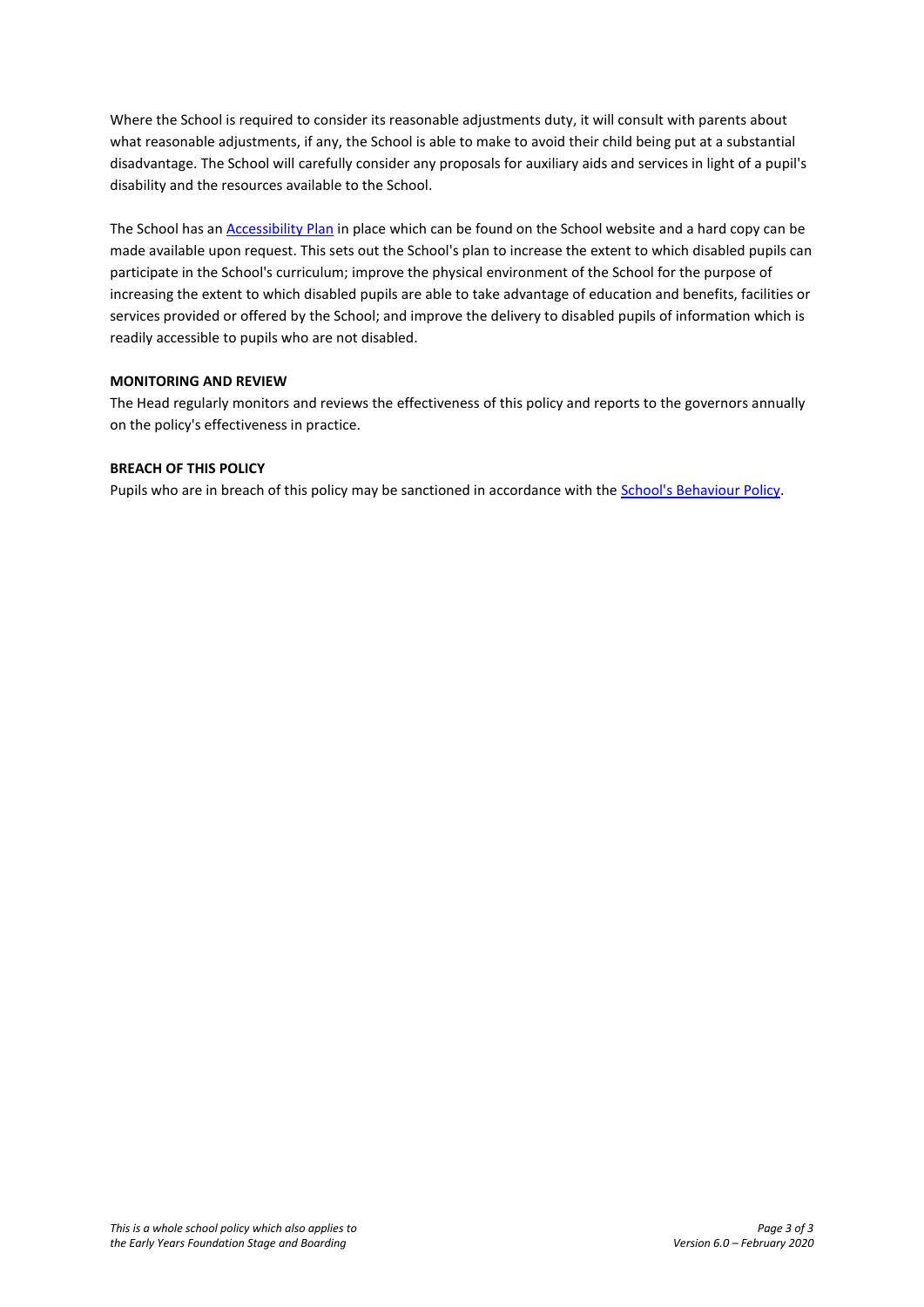Where the School is required to consider its reasonable adjustments duty, it will consult with parents about what reasonable adjustments, if any, the School is able to make to avoid their child being put at a substantial disadvantage. The School will carefully consider any proposals for auxiliary aids and services in light of a pupil's disability and the resources available to the School.

The School has an Accessibility Plan in place which can be found on the School website and a hard copy can be made available upon request. This sets out the School's plan to increase the extent to which disabled pupils can participate in the School's curriculum; improve the physical environment of the School for the purpose of increasing the extent to which disabled pupils are able to take advantage of education and benefits, facilities or services provided or offered by the School; and improve the delivery to disabled pupils of information which is readily accessible to pupils who are not disabled.

**MONITORING AND REVIEW**

The Head regularly monitors and reviews the effectiveness of this policy and reports to the governors annually on the policy's effectiveness in practice.

**BREACH OF THIS POLICY**

Pupils who are in breach of this policy may be sanctioned in accordance with the School's Behaviour Policy.

*This is a whole school policy which also applies to the Early Years Foundation Stage and Boarding*

*Version 6.0 – February 2020*